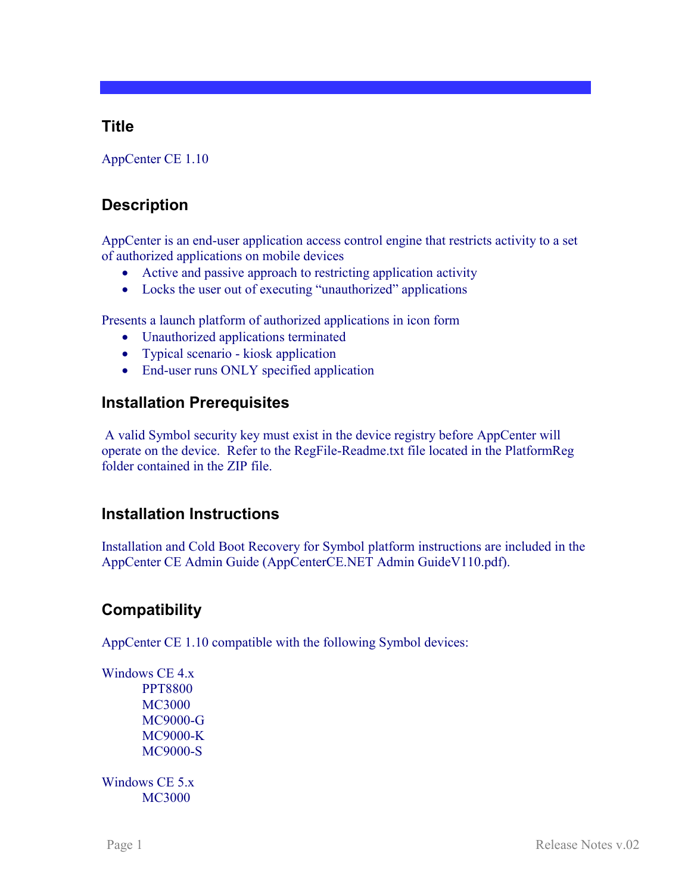## Title

AppCenter CE 1.10

## Description

AppCenter is an end-user application access control engine that restricts activity to a set of authorized applications on mobile devices

- Active and passive approach to restricting application activity
- Locks the user out of executing "unauthorized" applications

Presents a launch platform of authorized applications in icon form

- Unauthorized applications terminated
- Typical scenario - kiosk application
- End-user runs ONLY specified application

## Installation Prerequisites

A valid Symbol security key must exist in the device registry before AppCenter will operate on the device. Refer to the RegFile-Readme.txt file located in the PlatformReg folder contained in the ZIP file.

## Installation Instructions

Installation and Cold Boot Recovery for Symbol platform instructions are included in the AppCenter CE Admin Guide (AppCenterCE.NET Admin GuideV110.pdf).

## Compatibility

AppCenter CE 1.10 compatible with the following Symbol devices:

Windows CE 4.x

- PPT8800
- MC3000
- MC9000-G
- MC9000-K
- MC9000-S

Windows CE 5.x

- MC3000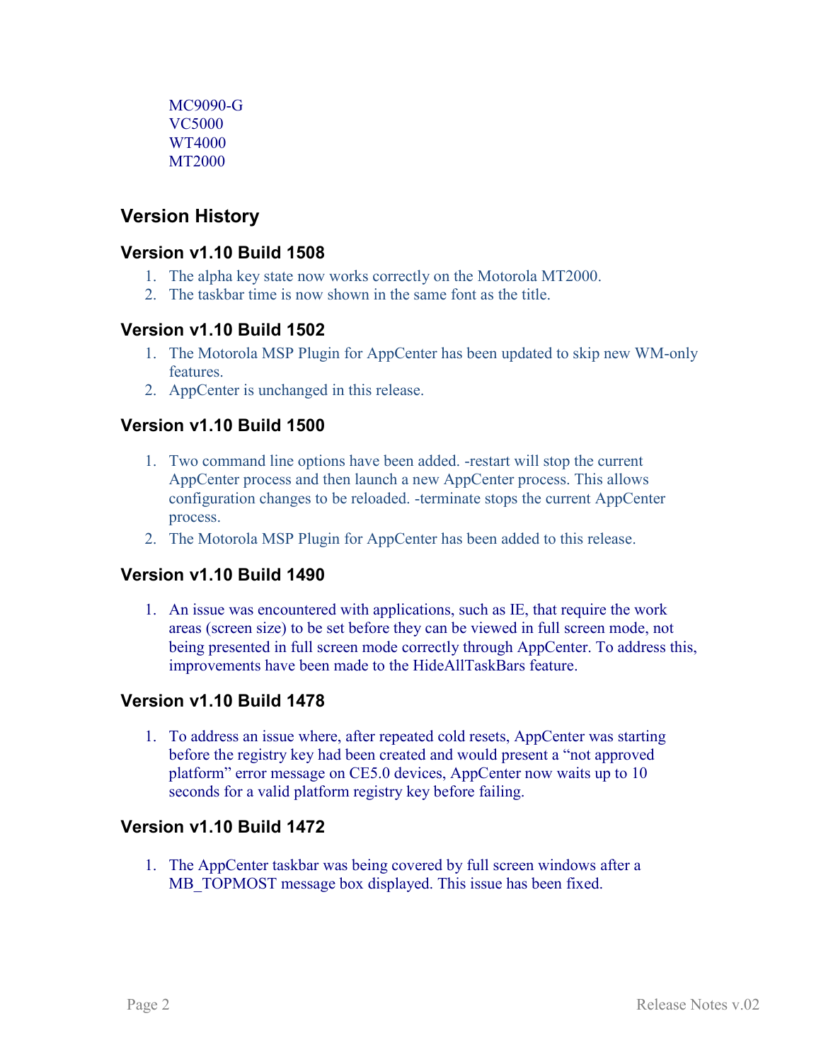MC9090-G
VC5000
WT4000
MT2000

## Version History

### Version v1.10 Build 1508

1. The alpha key state now works correctly on the Motorola MT2000.
2. The taskbar time is now shown in the same font as the title.

### Version v1.10 Build 1502

1. The Motorola MSP Plugin for AppCenter has been updated to skip new WM-only features.
2. AppCenter is unchanged in this release.

### Version v1.10 Build 1500

1. Two command line options have been added. -restart will stop the current AppCenter process and then launch a new AppCenter process. This allows configuration changes to be reloaded. -terminate stops the current AppCenter process.
2. The Motorola MSP Plugin for AppCenter has been added to this release.

### Version v1.10 Build 1490

1. An issue was encountered with applications, such as IE, that require the work areas (screen size) to be set before they can be viewed in full screen mode, not being presented in full screen mode correctly through AppCenter. To address this, improvements have been made to the HideAllTaskBars feature.

### Version v1.10 Build 1478

1. To address an issue where, after repeated cold resets, AppCenter was starting before the registry key had been created and would present a "not approved platform" error message on CE5.0 devices, AppCenter now waits up to 10 seconds for a valid platform registry key before failing.

### Version v1.10 Build 1472

1. The AppCenter taskbar was being covered by full screen windows after a MB_TOPMOST message box displayed. This issue has been fixed.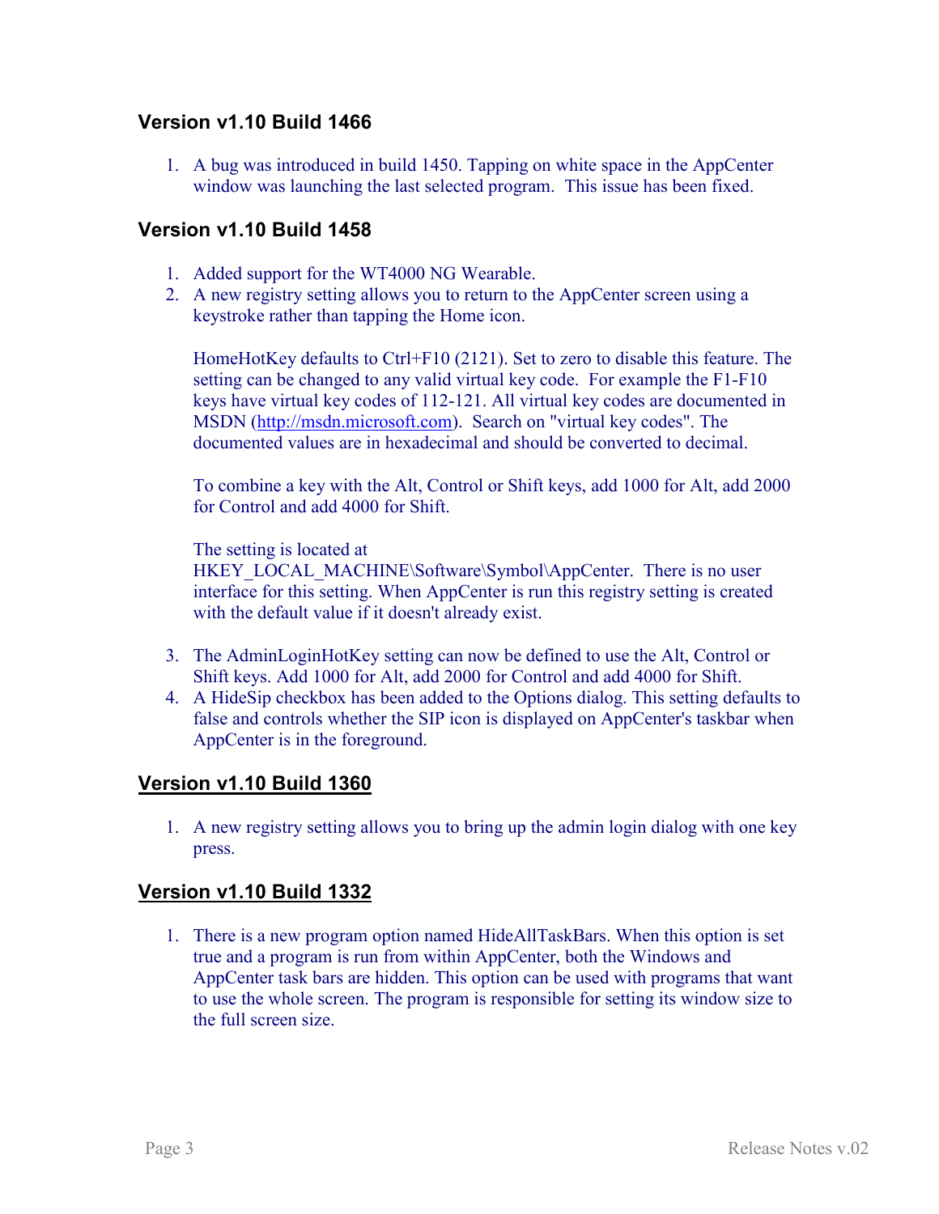### Version v1.10 Build 1466

1. A bug was introduced in build 1450. Tapping on white space in the AppCenter window was launching the last selected program. This issue has been fixed.

### Version v1.10 Build 1458

1. Added support for the WT4000 NG Wearable.
2. A new registry setting allows you to return to the AppCenter screen using a keystroke rather than tapping the Home icon.

   HomeHotKey defaults to Ctrl+F10 (2121). Set to zero to disable this feature. The setting can be changed to any valid virtual key code. For example the F1-F10 keys have virtual key codes of 112-121. All virtual key codes are documented in MSDN (http://msdn.microsoft.com). Search on "virtual key codes". The documented values are in hexadecimal and should be converted to decimal.

   To combine a key with the Alt, Control or Shift keys, add 1000 for Alt, add 2000 for Control and add 4000 for Shift.

   The setting is located at HKEY_LOCAL_MACHINE\Software\Symbol\AppCenter. There is no user interface for this setting. When AppCenter is run this registry setting is created with the default value if it doesn't already exist.

3. The AdminLoginHotKey setting can now be defined to use the Alt, Control or Shift keys. Add 1000 for Alt, add 2000 for Control and add 4000 for Shift.
4. A HideSip checkbox has been added to the Options dialog. This setting defaults to false and controls whether the SIP icon is displayed on AppCenter's taskbar when AppCenter is in the foreground.

### Version v1.10 Build 1360

1. A new registry setting allows you to bring up the admin login dialog with one key press.

### Version v1.10 Build 1332

1. There is a new program option named HideAllTaskBars. When this option is set true and a program is run from within AppCenter, both the Windows and AppCenter task bars are hidden. This option can be used with programs that want to use the whole screen. The program is responsible for setting its window size to the full screen size.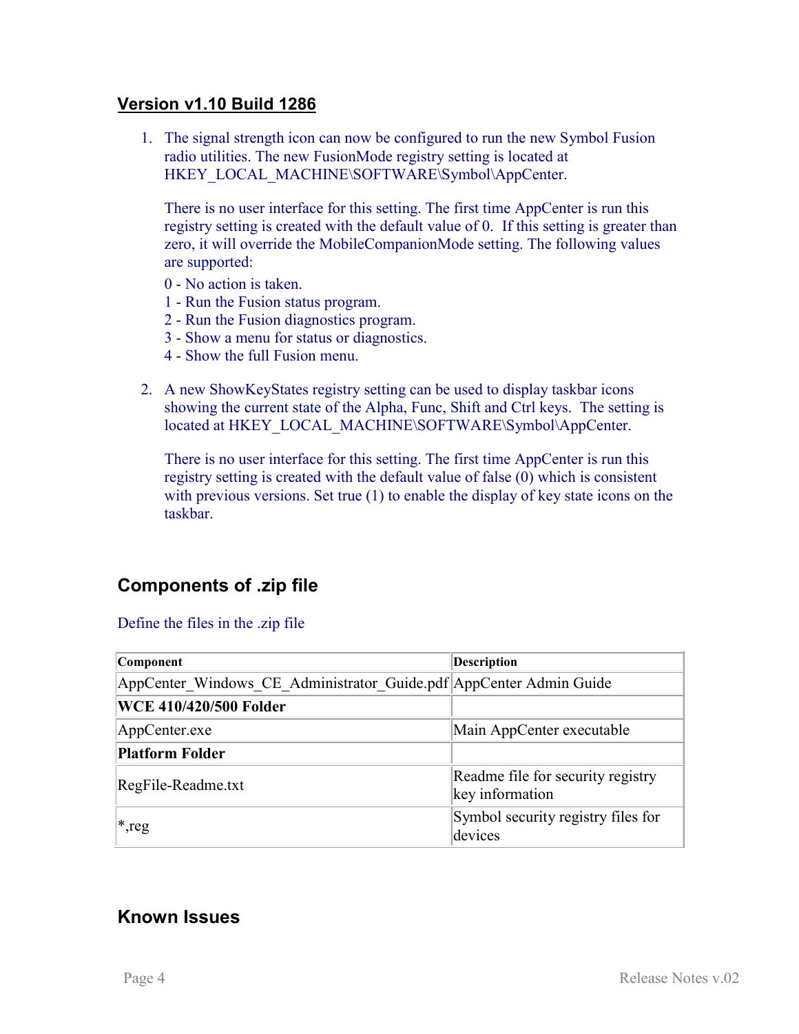### Version v1.10 Build 1286

1. The signal strength icon can now be configured to run the new Symbol Fusion radio utilities. The new FusionMode registry setting is located at HKEY_LOCAL_MACHINE\SOFTWARE\Symbol\AppCenter.

   There is no user interface for this setting. The first time AppCenter is run this registry setting is created with the default value of 0. If this setting is greater than zero, it will override the MobileCompanionMode setting. The following values are supported:

   0 - No action is taken.
   1 - Run the Fusion status program.
   2 - Run the Fusion diagnostics program.
   3 - Show a menu for status or diagnostics.
   4 - Show the full Fusion menu.

2. A new ShowKeyStates registry setting can be used to display taskbar icons showing the current state of the Alpha, Func, Shift and Ctrl keys. The setting is located at HKEY_LOCAL_MACHINE\SOFTWARE\Symbol\AppCenter.

   There is no user interface for this setting. The first time AppCenter is run this registry setting is created with the default value of false (0) which is consistent with previous versions. Set true (1) to enable the display of key state icons on the taskbar.

## Components of .zip file

Define the files in the .zip file

| Component | Description |
| --- | --- |
| AppCenter_Windows_CE_Administrator_Guide.pdf | AppCenter Admin Guide |
| **WCE 410/420/500 Folder** | |
| AppCenter.exe | Main AppCenter executable |
| **Platform Folder** | |
| RegFile-Readme.txt | Readme file for security registry key information |
| *,reg | Symbol security registry files for devices |

## Known Issues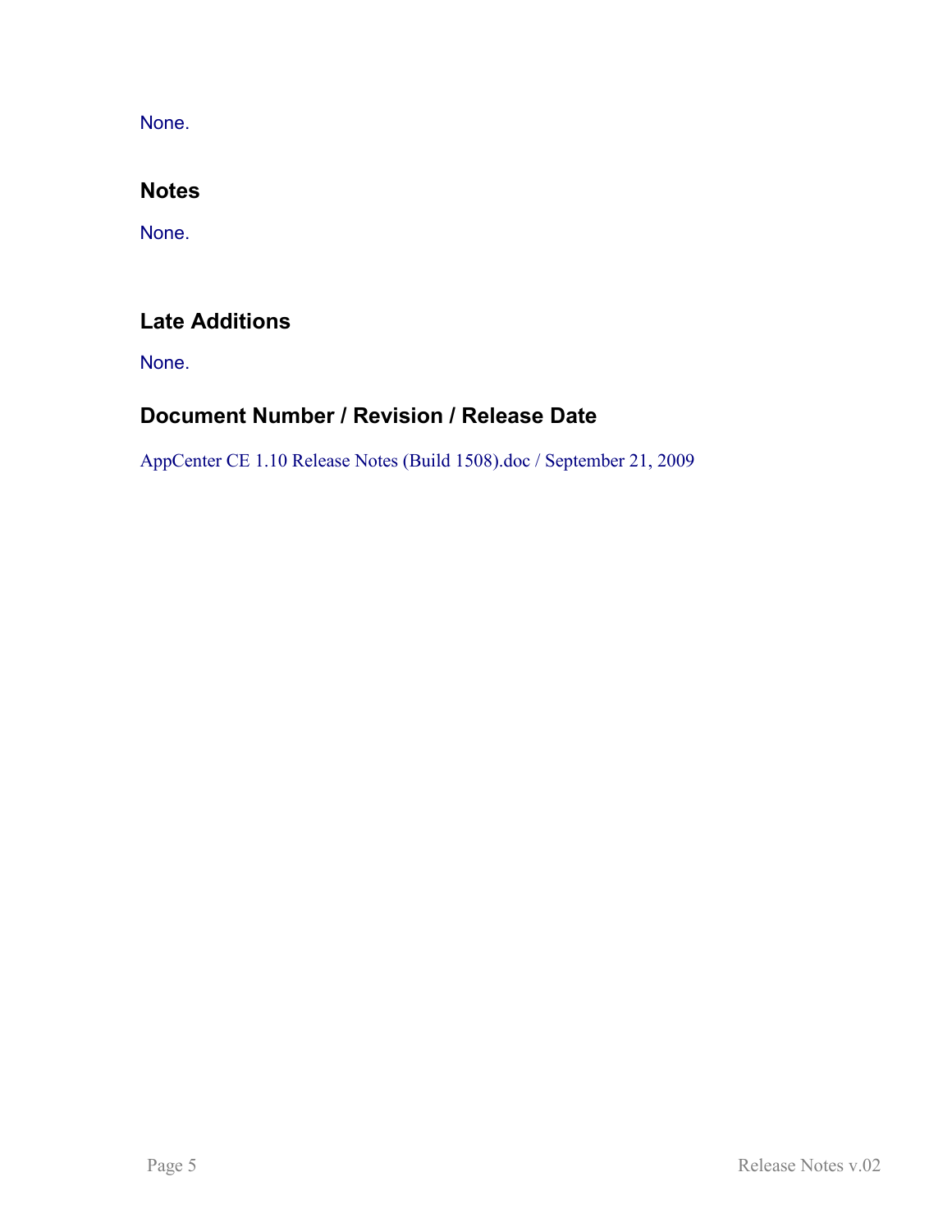None.

## Notes

None.

## Late Additions

None.

## Document Number / Revision / Release Date

AppCenter CE 1.10 Release Notes (Build 1508).doc / September 21, 2009